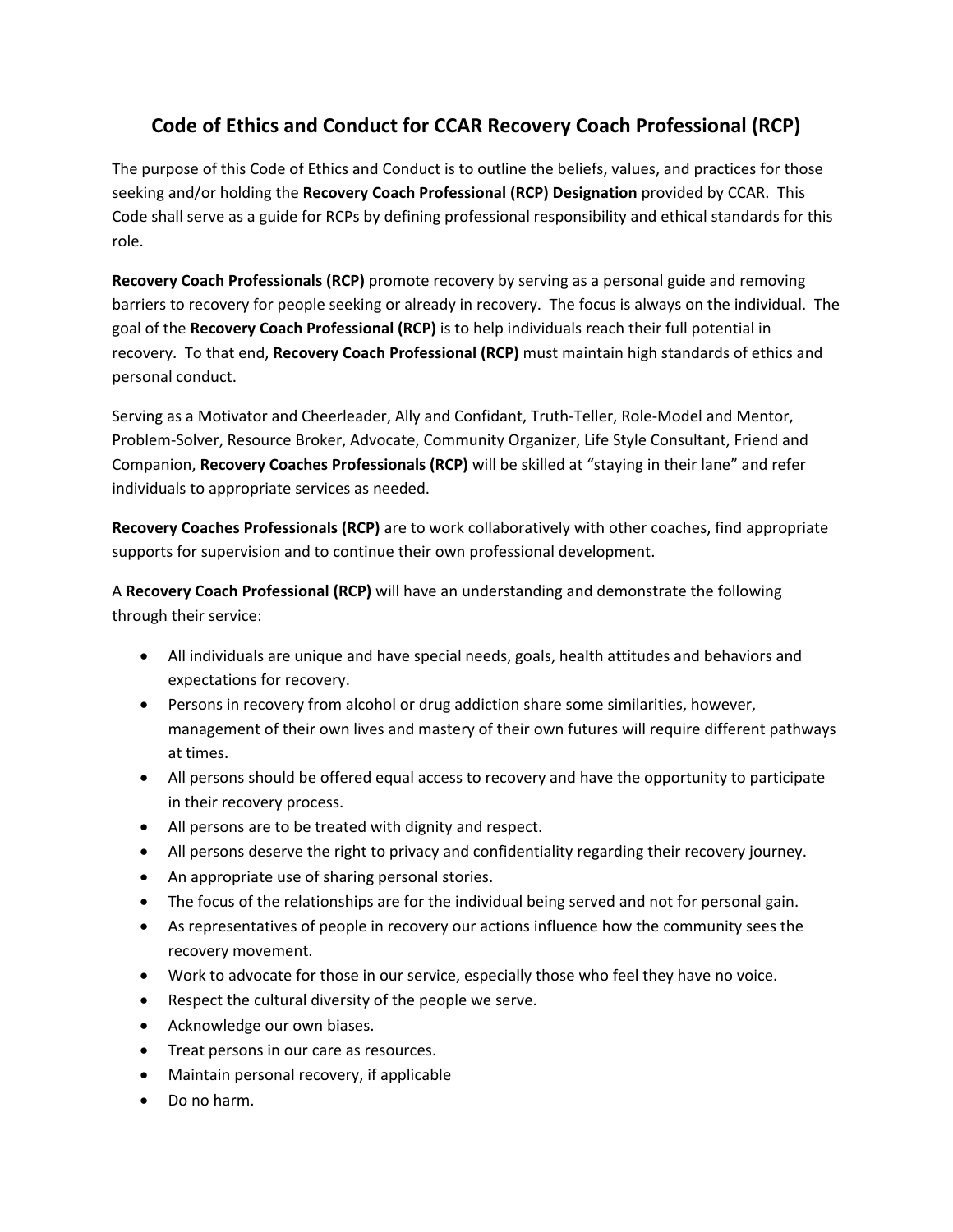# Code of Ethics and Conduct for CCAR Recovery Coach Professional (RCP)

The purpose of this Code of Ethics and Conduct is to outline the beliefs, values, and practices for those seeking and/or holding the **Recovery Coach Professional (RCP) Designation** provided by CCAR. This Code shall serve as a guide for RCPs by defining professional responsibility and ethical standards for this role.

**Recovery Coach Professionals (RCP)** promote recovery by serving as a personal guide and removing barriers to recovery for people seeking or already in recovery. The focus is always on the individual. The goal of the **Recovery Coach Professional (RCP)** is to help individuals reach their full potential in recovery. To that end, **Recovery Coach Professional (RCP)** must maintain high standards of ethics and personal conduct.

Serving as a Motivator and Cheerleader, Ally and Confidant, Truth-Teller, Role-Model and Mentor, Problem-Solver, Resource Broker, Advocate, Community Organizer, Life Style Consultant, Friend and Companion, **Recovery Coaches Professionals (RCP)** will be skilled at "staying in their lane" and refer individuals to appropriate services as needed.

**Recovery Coaches Professionals (RCP)** are to work collaboratively with other coaches, find appropriate supports for supervision and to continue their own professional development.

A **Recovery Coach Professional (RCP)** will have an understanding and demonstrate the following through their service:

- All individuals are unique and have special needs, goals, health attitudes and behaviors and expectations for recovery.
- Persons in recovery from alcohol or drug addiction share some similarities, however, management of their own lives and mastery of their own futures will require different pathways at times.
- All persons should be offered equal access to recovery and have the opportunity to participate in their recovery process.
- All persons are to be treated with dignity and respect.
- All persons deserve the right to privacy and confidentiality regarding their recovery journey.
- An appropriate use of sharing personal stories.
- The focus of the relationships are for the individual being served and not for personal gain.
- As representatives of people in recovery our actions influence how the community sees the recovery movement.
- Work to advocate for those in our service, especially those who feel they have no voice.
- Respect the cultural diversity of the people we serve.
- Acknowledge our own biases.
- Treat persons in our care as resources.
- Maintain personal recovery, if applicable
- Do no harm.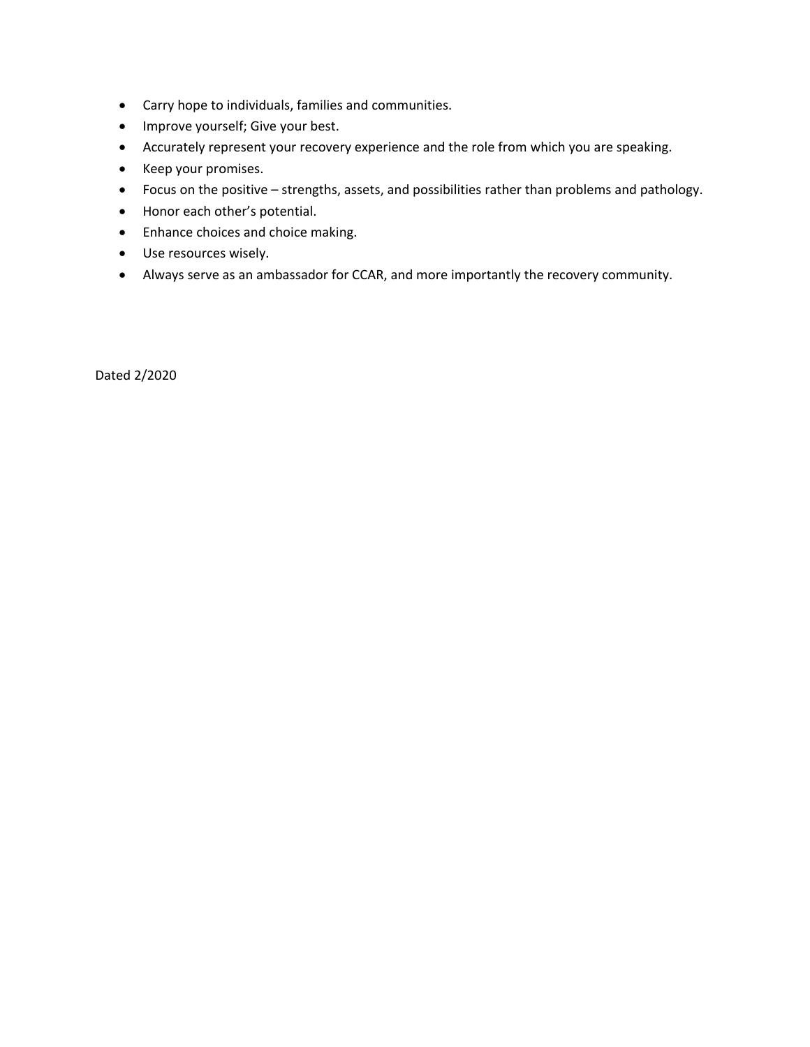- Carry hope to individuals, families and communities.
- Improve yourself; Give your best.
- Accurately represent your recovery experience and the role from which you are speaking.
- Keep your promises.
- Focus on the positive – strengths, assets, and possibilities rather than problems and pathology.
- Honor each other's potential.
- Enhance choices and choice making.
- Use resources wisely.
- Always serve as an ambassador for CCAR, and more importantly the recovery community.

Dated 2/2020